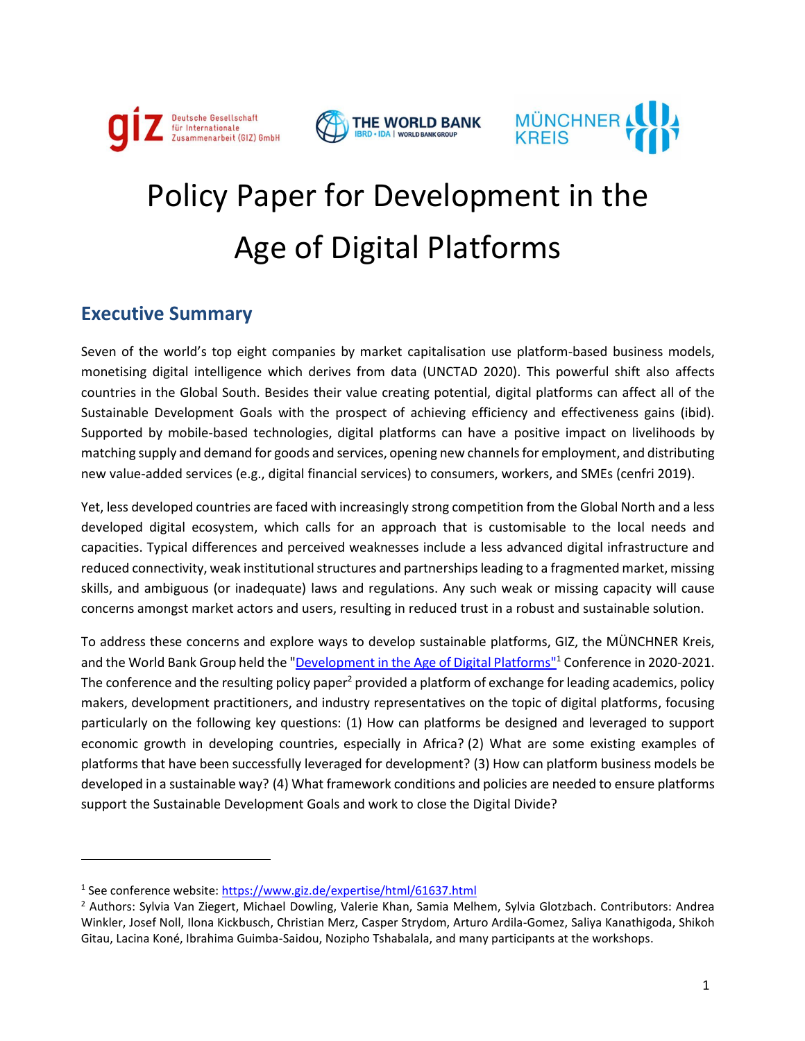# Policy Paper for Development in the Age of Digital Platforms

## Executive Summary

Seven of the world's top eight companies by market capitalisation use platform-based business models, monetising digital intelligence which derives from data (UNCTAD 2020). This powerful shift also affects countries in the Global South. Besides their value creating potential, digital platforms can affect all of the Sustainable Development Goals with the prospect of achieving efficiency and effectiveness gains (ibid). Supported by mobile-based technologies, digital platforms can have a positive impact on livelihoods by matching supply and demand for goods and services, opening new channels for employment, and distributing new value-added services (e.g., digital financial services) to consumers, workers, and SMEs (cenfri 2019).

Yet, less developed countries are faced with increasingly strong competition from the Global North and a less developed digital ecosystem, which calls for an approach that is customisable to the local needs and capacities. Typical differences and perceived weaknesses include a less advanced digital infrastructure and reduced connectivity, weak institutional structures and partnerships leading to a fragmented market, missing skills, and ambiguous (or inadequate) laws and regulations. Any such weak or missing capacity will cause concerns amongst market actors and users, resulting in reduced trust in a robust and sustainable solution.

To address these concerns and explore ways to develop sustainable platforms, GIZ, the MÜNCHNER Kreis, and the World Bank Group held the "[Development in the Age of Digital Platforms](https://www.giz.de/expertise/html/61637.html)"[1] Conference in 2020-2021. The conference and the resulting policy paper[2] provided a platform of exchange for leading academics, policy makers, development practitioners, and industry representatives on the topic of digital platforms, focusing particularly on the following key questions: (1) How can platforms be designed and leveraged to support economic growth in developing countries, especially in Africa? (2) What are some existing examples of platforms that have been successfully leveraged for development? (3) How can platform business models be developed in a sustainable way? (4) What framework conditions and policies are needed to ensure platforms support the Sustainable Development Goals and work to close the Digital Divide?

---

[1] See conference website: https://www.giz.de/expertise/html/61637.html

[2] Authors: Sylvia Van Ziegert, Michael Dowling, Valerie Khan, Samia Melhem, Sylvia Glotzbach. Contributors: Andrea Winkler, Josef Noll, Ilona Kickbusch, Christian Merz, Casper Strydom, Arturo Ardila-Gomez, Saliya Kanathigoda, Shikoh Gitau, Lacina Koné, Ibrahima Guimba-Saidou, Nozipho Tshabalala, and many participants at the workshops.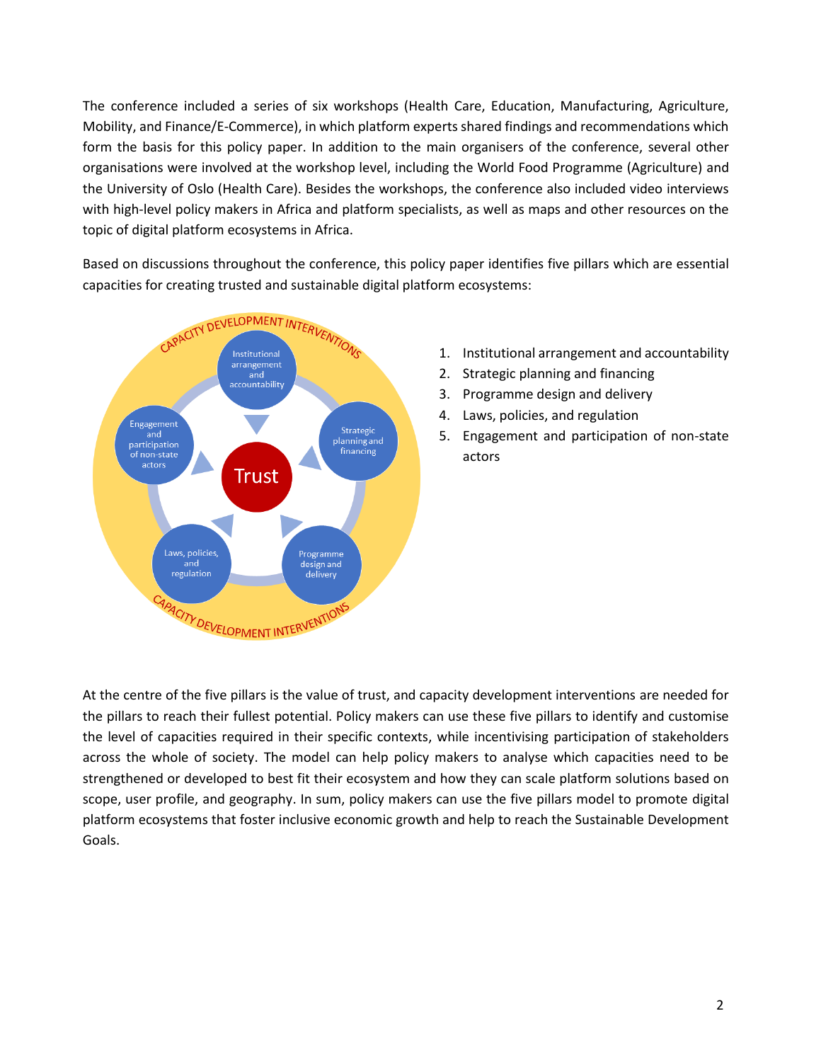The conference included a series of six workshops (Health Care, Education, Manufacturing, Agriculture, Mobility, and Finance/E-Commerce), in which platform experts shared findings and recommendations which form the basis for this policy paper. In addition to the main organisers of the conference, several other organisations were involved at the workshop level, including the World Food Programme (Agriculture) and the University of Oslo (Health Care). Besides the workshops, the conference also included video interviews with high-level policy makers in Africa and platform specialists, as well as maps and other resources on the topic of digital platform ecosystems in Africa.

Based on discussions throughout the conference, this policy paper identifies five pillars which are essential capacities for creating trusted and sustainable digital platform ecosystems:

1. Institutional arrangement and accountability
2. Strategic planning and financing
3. Programme design and delivery
4. Laws, policies, and regulation
5. Engagement and participation of non-state actors

At the centre of the five pillars is the value of trust, and capacity development interventions are needed for the pillars to reach their fullest potential. Policy makers can use these five pillars to identify and customise the level of capacities required in their specific contexts, while incentivising participation of stakeholders across the whole of society. The model can help policy makers to analyse which capacities need to be strengthened or developed to best fit their ecosystem and how they can scale platform solutions based on scope, user profile, and geography. In sum, policy makers can use the five pillars model to promote digital platform ecosystems that foster inclusive economic growth and help to reach the Sustainable Development Goals.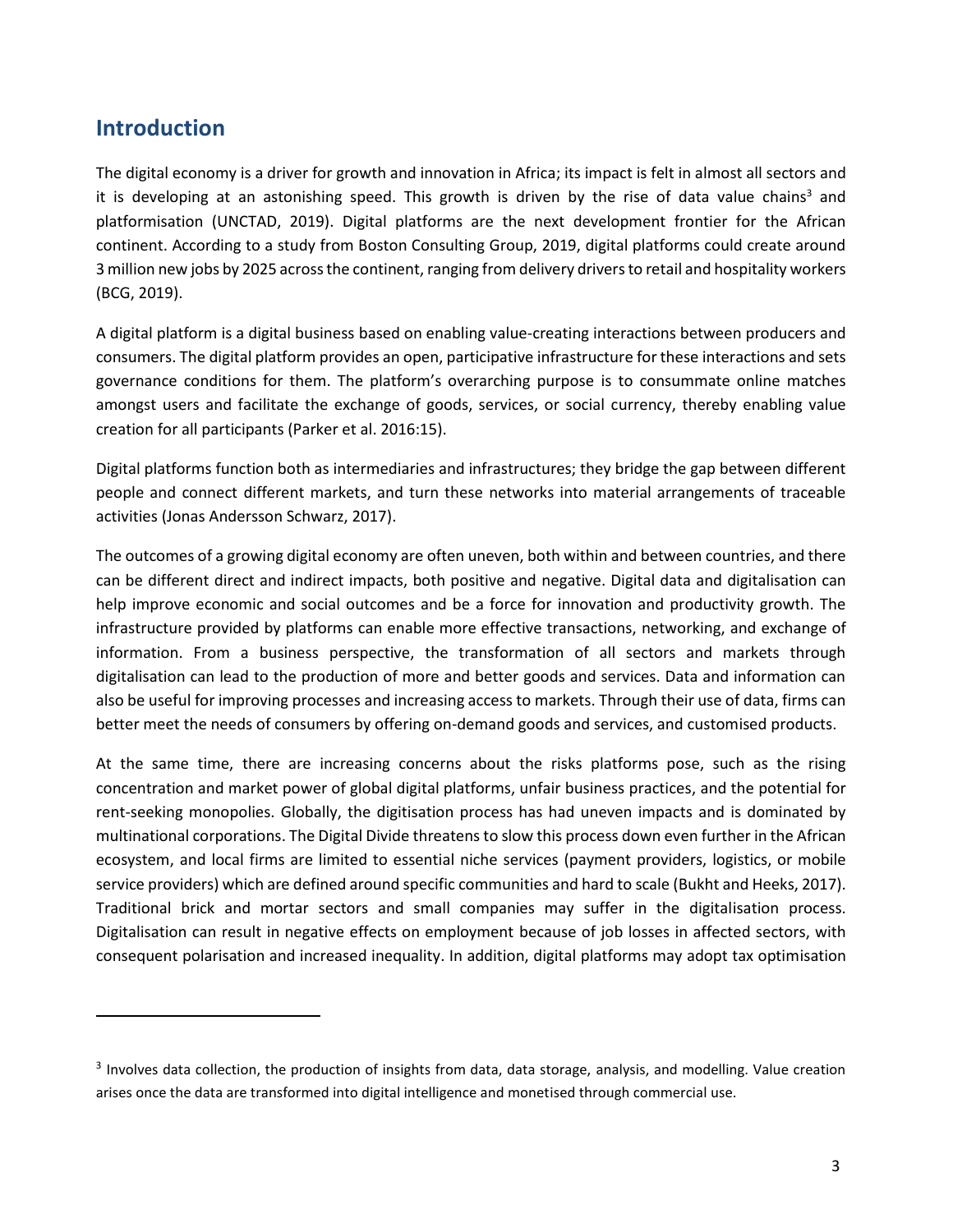## Introduction

The digital economy is a driver for growth and innovation in Africa; its impact is felt in almost all sectors and it is developing at an astonishing speed. This growth is driven by the rise of data value chains[3] and platformisation (UNCTAD, 2019). Digital platforms are the next development frontier for the African continent. According to a study from Boston Consulting Group, 2019, digital platforms could create around 3 million new jobs by 2025 across the continent, ranging from delivery drivers to retail and hospitality workers (BCG, 2019).

A digital platform is a digital business based on enabling value-creating interactions between producers and consumers. The digital platform provides an open, participative infrastructure for these interactions and sets governance conditions for them. The platform's overarching purpose is to consummate online matches amongst users and facilitate the exchange of goods, services, or social currency, thereby enabling value creation for all participants (Parker et al. 2016:15).

Digital platforms function both as intermediaries and infrastructures; they bridge the gap between different people and connect different markets, and turn these networks into material arrangements of traceable activities (Jonas Andersson Schwarz, 2017).

The outcomes of a growing digital economy are often uneven, both within and between countries, and there can be different direct and indirect impacts, both positive and negative. Digital data and digitalisation can help improve economic and social outcomes and be a force for innovation and productivity growth. The infrastructure provided by platforms can enable more effective transactions, networking, and exchange of information. From a business perspective, the transformation of all sectors and markets through digitalisation can lead to the production of more and better goods and services. Data and information can also be useful for improving processes and increasing access to markets. Through their use of data, firms can better meet the needs of consumers by offering on-demand goods and services, and customised products.

At the same time, there are increasing concerns about the risks platforms pose, such as the rising concentration and market power of global digital platforms, unfair business practices, and the potential for rent-seeking monopolies. Globally, the digitisation process has had uneven impacts and is dominated by multinational corporations. The Digital Divide threatens to slow this process down even further in the African ecosystem, and local firms are limited to essential niche services (payment providers, logistics, or mobile service providers) which are defined around specific communities and hard to scale (Bukht and Heeks, 2017). Traditional brick and mortar sectors and small companies may suffer in the digitalisation process. Digitalisation can result in negative effects on employment because of job losses in affected sectors, with consequent polarisation and increased inequality. In addition, digital platforms may adopt tax optimisation

---

[3] Involves data collection, the production of insights from data, data storage, analysis, and modelling. Value creation arises once the data are transformed into digital intelligence and monetised through commercial use.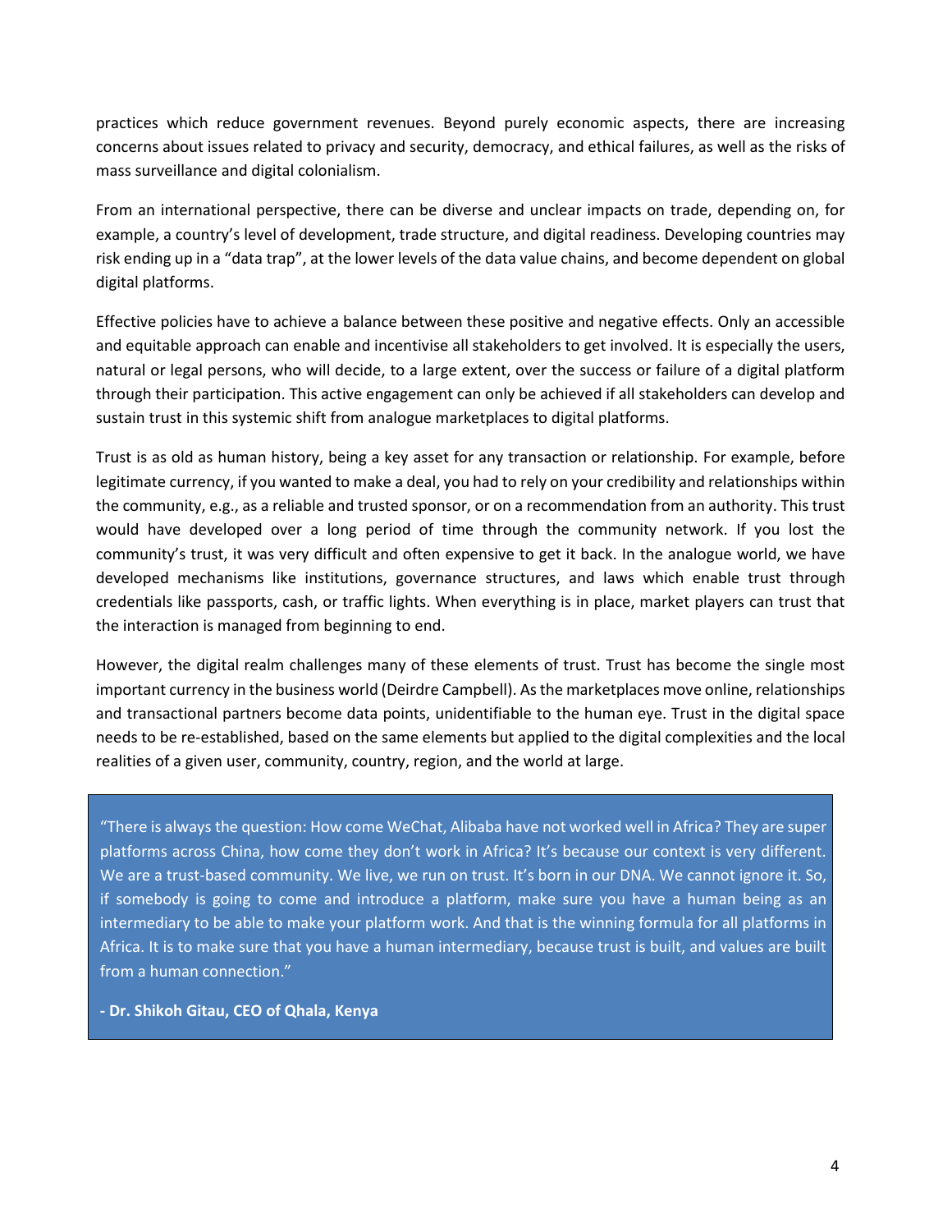practices which reduce government revenues. Beyond purely economic aspects, there are increasing concerns about issues related to privacy and security, democracy, and ethical failures, as well as the risks of mass surveillance and digital colonialism.

From an international perspective, there can be diverse and unclear impacts on trade, depending on, for example, a country's level of development, trade structure, and digital readiness. Developing countries may risk ending up in a "data trap", at the lower levels of the data value chains, and become dependent on global digital platforms.

Effective policies have to achieve a balance between these positive and negative effects. Only an accessible and equitable approach can enable and incentivise all stakeholders to get involved. It is especially the users, natural or legal persons, who will decide, to a large extent, over the success or failure of a digital platform through their participation. This active engagement can only be achieved if all stakeholders can develop and sustain trust in this systemic shift from analogue marketplaces to digital platforms.

Trust is as old as human history, being a key asset for any transaction or relationship. For example, before legitimate currency, if you wanted to make a deal, you had to rely on your credibility and relationships within the community, e.g., as a reliable and trusted sponsor, or on a recommendation from an authority. This trust would have developed over a long period of time through the community network. If you lost the community's trust, it was very difficult and often expensive to get it back. In the analogue world, we have developed mechanisms like institutions, governance structures, and laws which enable trust through credentials like passports, cash, or traffic lights. When everything is in place, market players can trust that the interaction is managed from beginning to end.

However, the digital realm challenges many of these elements of trust. Trust has become the single most important currency in the business world (Deirdre Campbell). As the marketplaces move online, relationships and transactional partners become data points, unidentifiable to the human eye. Trust in the digital space needs to be re-established, based on the same elements but applied to the digital complexities and the local realities of a given user, community, country, region, and the world at large.

> "There is always the question: How come WeChat, Alibaba have not worked well in Africa? They are super platforms across China, how come they don't work in Africa? It's because our context is very different. We are a trust-based community. We live, we run on trust. It's born in our DNA. We cannot ignore it. So, if somebody is going to come and introduce a platform, make sure you have a human being as an intermediary to be able to make your platform work. And that is the winning formula for all platforms in Africa. It is to make sure that you have a human intermediary, because trust is built, and values are built from a human connection."
>
> **- Dr. Shikoh Gitau, CEO of Qhala, Kenya**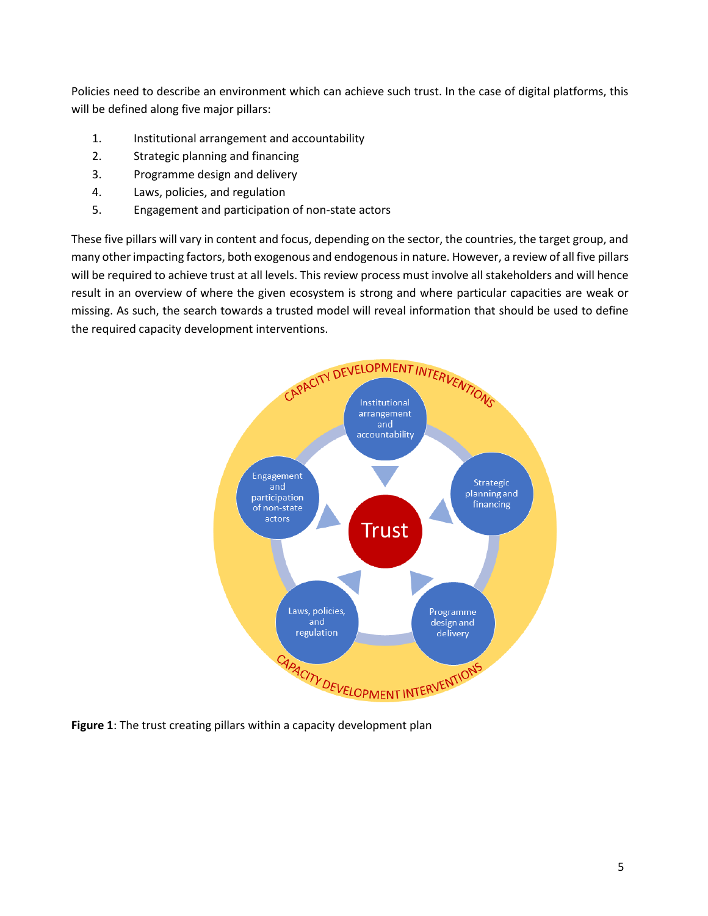Policies need to describe an environment which can achieve such trust. In the case of digital platforms, this will be defined along five major pillars:

1. Institutional arrangement and accountability
2. Strategic planning and financing
3. Programme design and delivery
4. Laws, policies, and regulation
5. Engagement and participation of non-state actors

These five pillars will vary in content and focus, depending on the sector, the countries, the target group, and many other impacting factors, both exogenous and endogenous in nature. However, a review of all five pillars will be required to achieve trust at all levels. This review process must involve all stakeholders and will hence result in an overview of where the given ecosystem is strong and where particular capacities are weak or missing. As such, the search towards a trusted model will reveal information that should be used to define the required capacity development interventions.

**Figure 1**: The trust creating pillars within a capacity development plan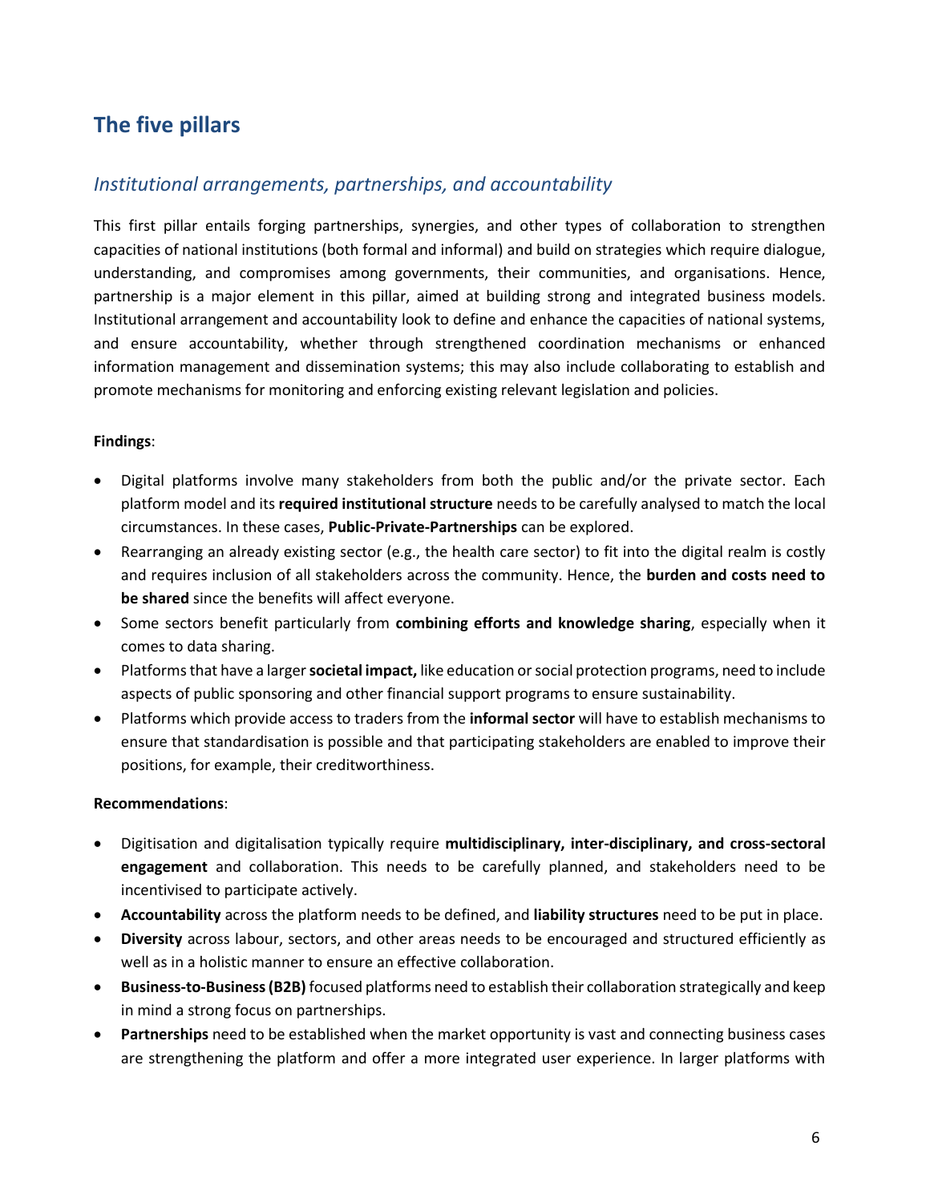# The five pillars

## *Institutional arrangements, partnerships, and accountability*

This first pillar entails forging partnerships, synergies, and other types of collaboration to strengthen capacities of national institutions (both formal and informal) and build on strategies which require dialogue, understanding, and compromises among governments, their communities, and organisations. Hence, partnership is a major element in this pillar, aimed at building strong and integrated business models. Institutional arrangement and accountability look to define and enhance the capacities of national systems, and ensure accountability, whether through strengthened coordination mechanisms or enhanced information management and dissemination systems; this may also include collaborating to establish and promote mechanisms for monitoring and enforcing existing relevant legislation and policies.

**Findings**:

- Digital platforms involve many stakeholders from both the public and/or the private sector. Each platform model and its **required institutional structure** needs to be carefully analysed to match the local circumstances. In these cases, **Public-Private-Partnerships** can be explored.
- Rearranging an already existing sector (e.g., the health care sector) to fit into the digital realm is costly and requires inclusion of all stakeholders across the community. Hence, the **burden and costs need to be shared** since the benefits will affect everyone.
- Some sectors benefit particularly from **combining efforts and knowledge sharing**, especially when it comes to data sharing.
- Platforms that have a larger **societal impact,** like education or social protection programs, need to include aspects of public sponsoring and other financial support programs to ensure sustainability.
- Platforms which provide access to traders from the **informal sector** will have to establish mechanisms to ensure that standardisation is possible and that participating stakeholders are enabled to improve their positions, for example, their creditworthiness.

**Recommendations**:

- Digitisation and digitalisation typically require **multidisciplinary, inter-disciplinary, and cross-sectoral engagement** and collaboration. This needs to be carefully planned, and stakeholders need to be incentivised to participate actively.
- **Accountability** across the platform needs to be defined, and **liability structures** need to be put in place.
- **Diversity** across labour, sectors, and other areas needs to be encouraged and structured efficiently as well as in a holistic manner to ensure an effective collaboration.
- **Business-to-Business (B2B)** focused platforms need to establish their collaboration strategically and keep in mind a strong focus on partnerships.
- **Partnerships** need to be established when the market opportunity is vast and connecting business cases are strengthening the platform and offer a more integrated user experience. In larger platforms with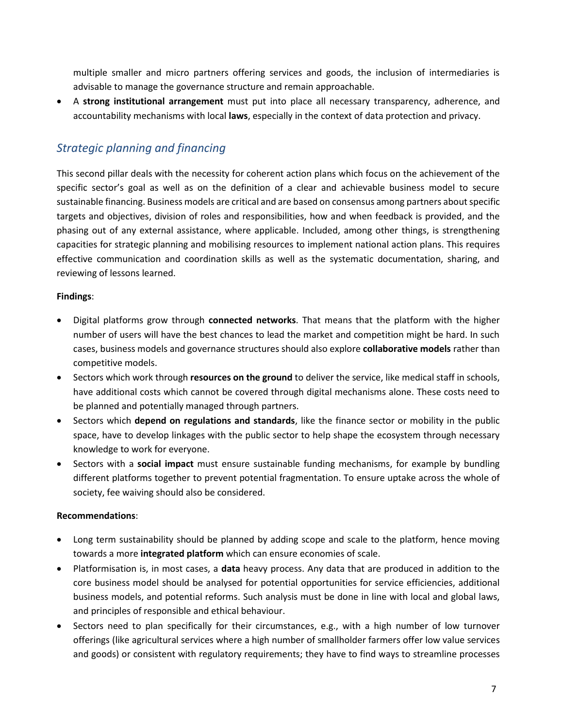multiple smaller and micro partners offering services and goods, the inclusion of intermediaries is advisable to manage the governance structure and remain approachable.

- A **strong institutional arrangement** must put into place all necessary transparency, adherence, and accountability mechanisms with local **laws**, especially in the context of data protection and privacy.

## *Strategic planning and financing*

This second pillar deals with the necessity for coherent action plans which focus on the achievement of the specific sector's goal as well as on the definition of a clear and achievable business model to secure sustainable financing. Business models are critical and are based on consensus among partners about specific targets and objectives, division of roles and responsibilities, how and when feedback is provided, and the phasing out of any external assistance, where applicable. Included, among other things, is strengthening capacities for strategic planning and mobilising resources to implement national action plans. This requires effective communication and coordination skills as well as the systematic documentation, sharing, and reviewing of lessons learned.

**Findings**:

- Digital platforms grow through **connected networks**. That means that the platform with the higher number of users will have the best chances to lead the market and competition might be hard. In such cases, business models and governance structures should also explore **collaborative models** rather than competitive models.
- Sectors which work through **resources on the ground** to deliver the service, like medical staff in schools, have additional costs which cannot be covered through digital mechanisms alone. These costs need to be planned and potentially managed through partners.
- Sectors which **depend on regulations and standards**, like the finance sector or mobility in the public space, have to develop linkages with the public sector to help shape the ecosystem through necessary knowledge to work for everyone.
- Sectors with a **social impact** must ensure sustainable funding mechanisms, for example by bundling different platforms together to prevent potential fragmentation. To ensure uptake across the whole of society, fee waiving should also be considered.

**Recommendations**:

- Long term sustainability should be planned by adding scope and scale to the platform, hence moving towards a more **integrated platform** which can ensure economies of scale.
- Platformisation is, in most cases, a **data** heavy process. Any data that are produced in addition to the core business model should be analysed for potential opportunities for service efficiencies, additional business models, and potential reforms. Such analysis must be done in line with local and global laws, and principles of responsible and ethical behaviour.
- Sectors need to plan specifically for their circumstances, e.g., with a high number of low turnover offerings (like agricultural services where a high number of smallholder farmers offer low value services and goods) or consistent with regulatory requirements; they have to find ways to streamline processes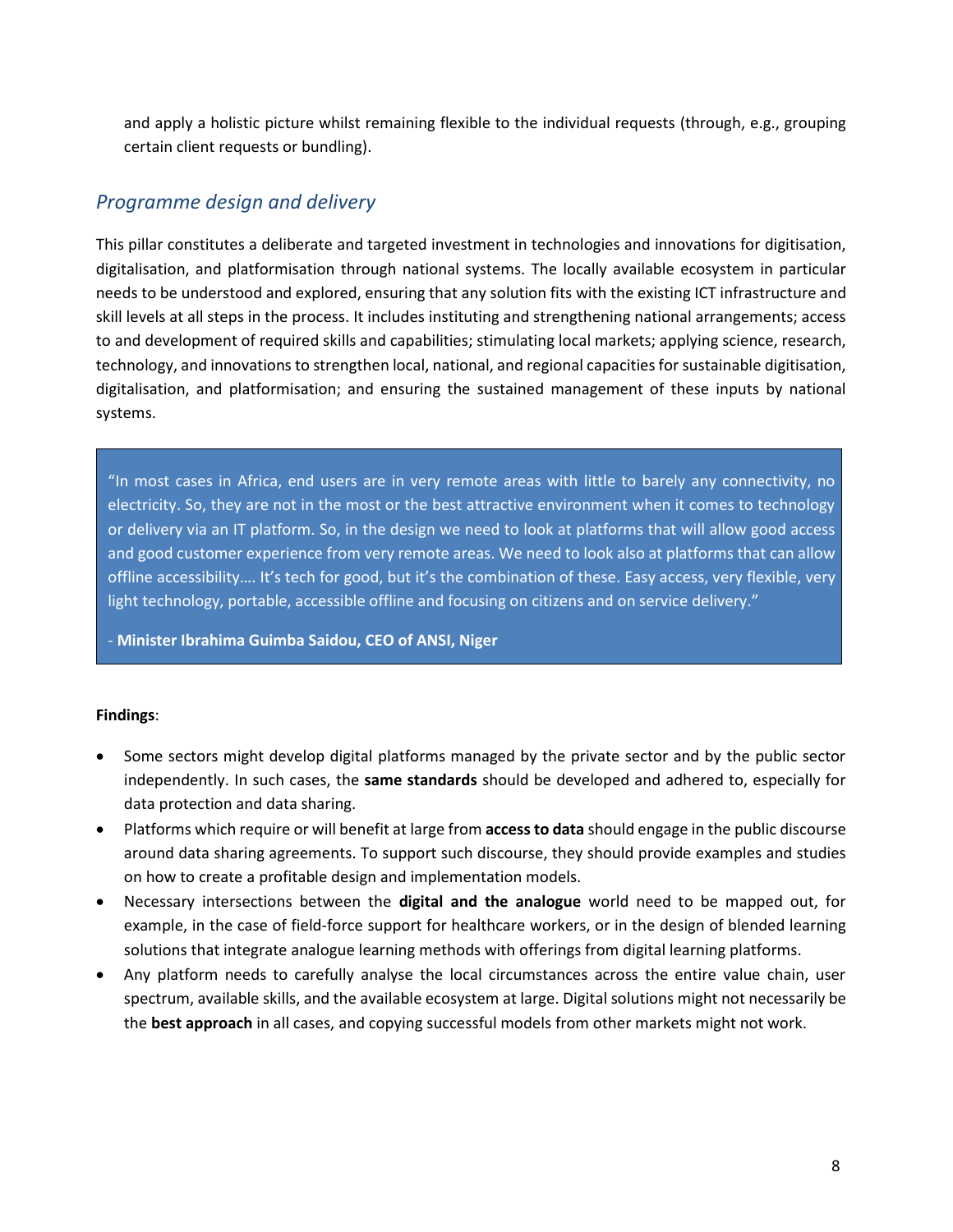and apply a holistic picture whilst remaining flexible to the individual requests (through, e.g., grouping certain client requests or bundling).

## *Programme design and delivery*

This pillar constitutes a deliberate and targeted investment in technologies and innovations for digitisation, digitalisation, and platformisation through national systems. The locally available ecosystem in particular needs to be understood and explored, ensuring that any solution fits with the existing ICT infrastructure and skill levels at all steps in the process. It includes instituting and strengthening national arrangements; access to and development of required skills and capabilities; stimulating local markets; applying science, research, technology, and innovations to strengthen local, national, and regional capacities for sustainable digitisation, digitalisation, and platformisation; and ensuring the sustained management of these inputs by national systems.

> "In most cases in Africa, end users are in very remote areas with little to barely any connectivity, no electricity. So, they are not in the most or the best attractive environment when it comes to technology or delivery via an IT platform. So, in the design we need to look at platforms that will allow good access and good customer experience from very remote areas. We need to look also at platforms that can allow offline accessibility…. It's tech for good, but it's the combination of these. Easy access, very flexible, very light technology, portable, accessible offline and focusing on citizens and on service delivery."
>
> - **Minister Ibrahima Guimba Saidou, CEO of ANSI, Niger**

**Findings**:

- Some sectors might develop digital platforms managed by the private sector and by the public sector independently. In such cases, the **same standards** should be developed and adhered to, especially for data protection and data sharing.
- Platforms which require or will benefit at large from **access to data** should engage in the public discourse around data sharing agreements. To support such discourse, they should provide examples and studies on how to create a profitable design and implementation models.
- Necessary intersections between the **digital and the analogue** world need to be mapped out, for example, in the case of field-force support for healthcare workers, or in the design of blended learning solutions that integrate analogue learning methods with offerings from digital learning platforms.
- Any platform needs to carefully analyse the local circumstances across the entire value chain, user spectrum, available skills, and the available ecosystem at large. Digital solutions might not necessarily be the **best approach** in all cases, and copying successful models from other markets might not work.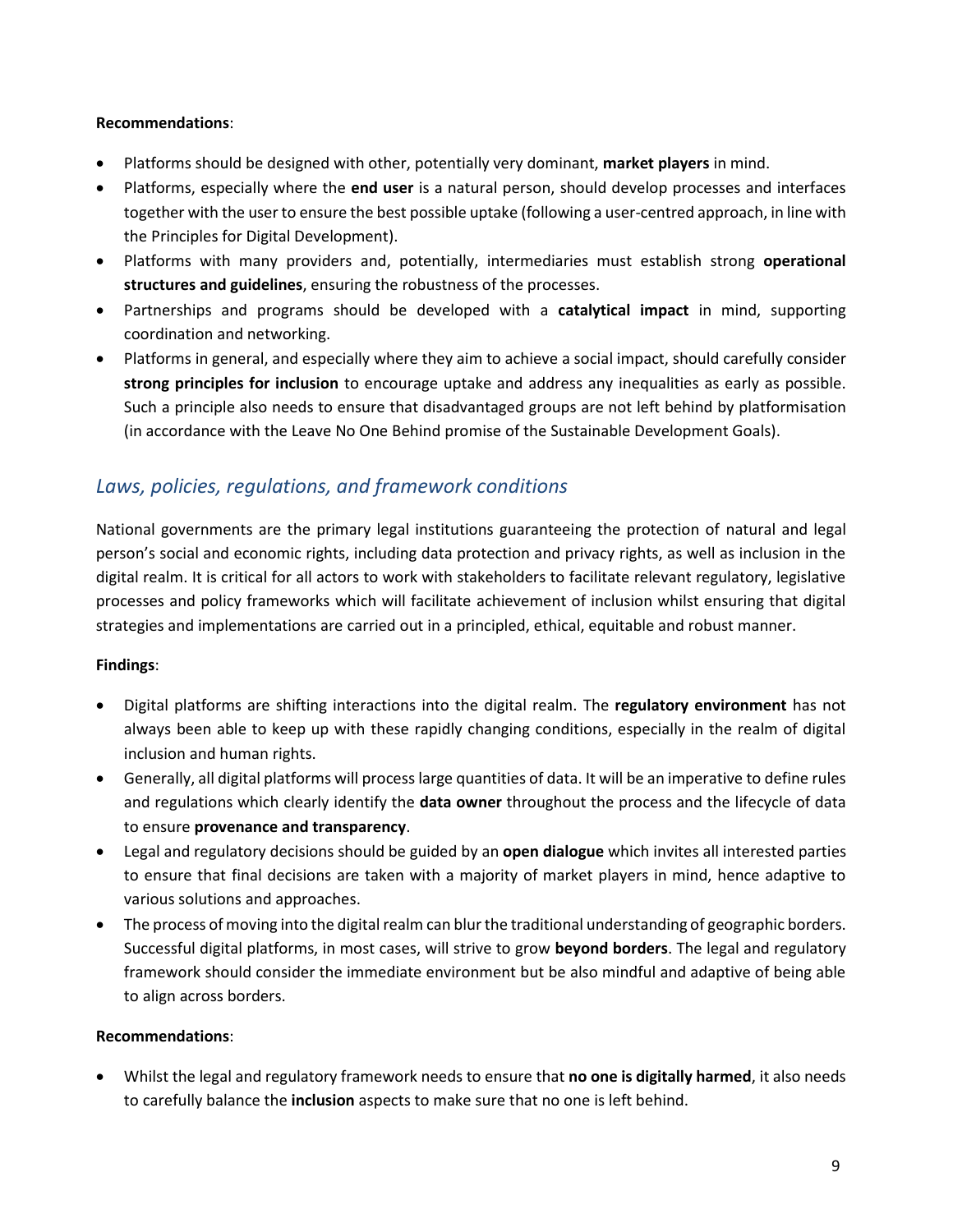**Recommendations**:

- Platforms should be designed with other, potentially very dominant, **market players** in mind.
- Platforms, especially where the **end user** is a natural person, should develop processes and interfaces together with the user to ensure the best possible uptake (following a user-centred approach, in line with the Principles for Digital Development).
- Platforms with many providers and, potentially, intermediaries must establish strong **operational structures and guidelines**, ensuring the robustness of the processes.
- Partnerships and programs should be developed with a **catalytical impact** in mind, supporting coordination and networking.
- Platforms in general, and especially where they aim to achieve a social impact, should carefully consider **strong principles for inclusion** to encourage uptake and address any inequalities as early as possible. Such a principle also needs to ensure that disadvantaged groups are not left behind by platformisation (in accordance with the Leave No One Behind promise of the Sustainable Development Goals).

## *Laws, policies, regulations, and framework conditions*

National governments are the primary legal institutions guaranteeing the protection of natural and legal person's social and economic rights, including data protection and privacy rights, as well as inclusion in the digital realm. It is critical for all actors to work with stakeholders to facilitate relevant regulatory, legislative processes and policy frameworks which will facilitate achievement of inclusion whilst ensuring that digital strategies and implementations are carried out in a principled, ethical, equitable and robust manner.

**Findings**:

- Digital platforms are shifting interactions into the digital realm. The **regulatory environment** has not always been able to keep up with these rapidly changing conditions, especially in the realm of digital inclusion and human rights.
- Generally, all digital platforms will process large quantities of data. It will be an imperative to define rules and regulations which clearly identify the **data owner** throughout the process and the lifecycle of data to ensure **provenance and transparency**.
- Legal and regulatory decisions should be guided by an **open dialogue** which invites all interested parties to ensure that final decisions are taken with a majority of market players in mind, hence adaptive to various solutions and approaches.
- The process of moving into the digital realm can blur the traditional understanding of geographic borders. Successful digital platforms, in most cases, will strive to grow **beyond borders**. The legal and regulatory framework should consider the immediate environment but be also mindful and adaptive of being able to align across borders.

**Recommendations**:

- Whilst the legal and regulatory framework needs to ensure that **no one is digitally harmed**, it also needs to carefully balance the **inclusion** aspects to make sure that no one is left behind.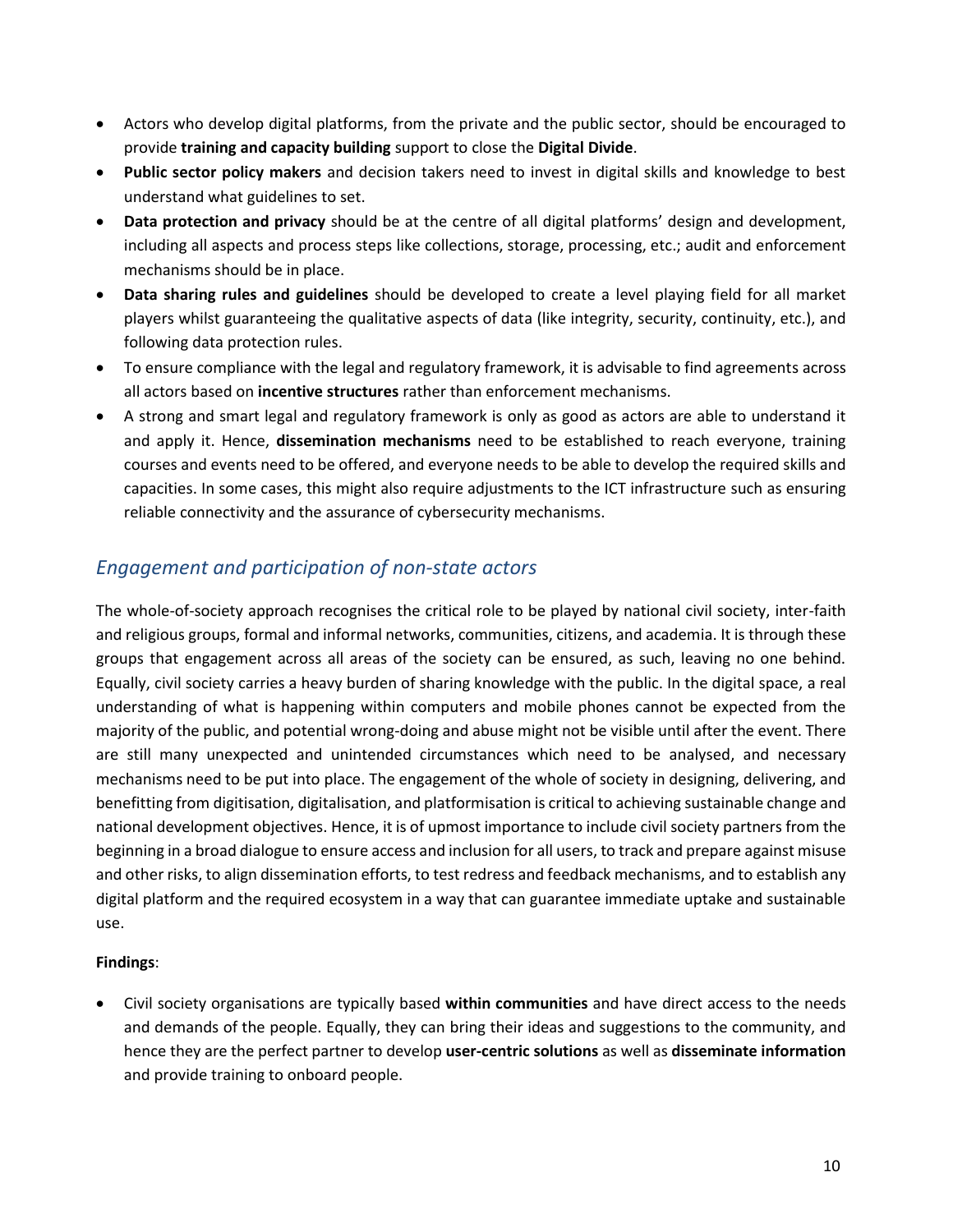- Actors who develop digital platforms, from the private and the public sector, should be encouraged to provide **training and capacity building** support to close the **Digital Divide**.
- **Public sector policy makers** and decision takers need to invest in digital skills and knowledge to best understand what guidelines to set.
- **Data protection and privacy** should be at the centre of all digital platforms' design and development, including all aspects and process steps like collections, storage, processing, etc.; audit and enforcement mechanisms should be in place.
- **Data sharing rules and guidelines** should be developed to create a level playing field for all market players whilst guaranteeing the qualitative aspects of data (like integrity, security, continuity, etc.), and following data protection rules.
- To ensure compliance with the legal and regulatory framework, it is advisable to find agreements across all actors based on **incentive structures** rather than enforcement mechanisms.
- A strong and smart legal and regulatory framework is only as good as actors are able to understand it and apply it. Hence, **dissemination mechanisms** need to be established to reach everyone, training courses and events need to be offered, and everyone needs to be able to develop the required skills and capacities. In some cases, this might also require adjustments to the ICT infrastructure such as ensuring reliable connectivity and the assurance of cybersecurity mechanisms.

## *Engagement and participation of non-state actors*

The whole-of-society approach recognises the critical role to be played by national civil society, inter-faith and religious groups, formal and informal networks, communities, citizens, and academia. It is through these groups that engagement across all areas of the society can be ensured, as such, leaving no one behind. Equally, civil society carries a heavy burden of sharing knowledge with the public. In the digital space, a real understanding of what is happening within computers and mobile phones cannot be expected from the majority of the public, and potential wrong-doing and abuse might not be visible until after the event. There are still many unexpected and unintended circumstances which need to be analysed, and necessary mechanisms need to be put into place. The engagement of the whole of society in designing, delivering, and benefitting from digitisation, digitalisation, and platformisation is critical to achieving sustainable change and national development objectives. Hence, it is of upmost importance to include civil society partners from the beginning in a broad dialogue to ensure access and inclusion for all users, to track and prepare against misuse and other risks, to align dissemination efforts, to test redress and feedback mechanisms, and to establish any digital platform and the required ecosystem in a way that can guarantee immediate uptake and sustainable use.

**Findings**:

- Civil society organisations are typically based **within communities** and have direct access to the needs and demands of the people. Equally, they can bring their ideas and suggestions to the community, and hence they are the perfect partner to develop **user-centric solutions** as well as **disseminate information** and provide training to onboard people.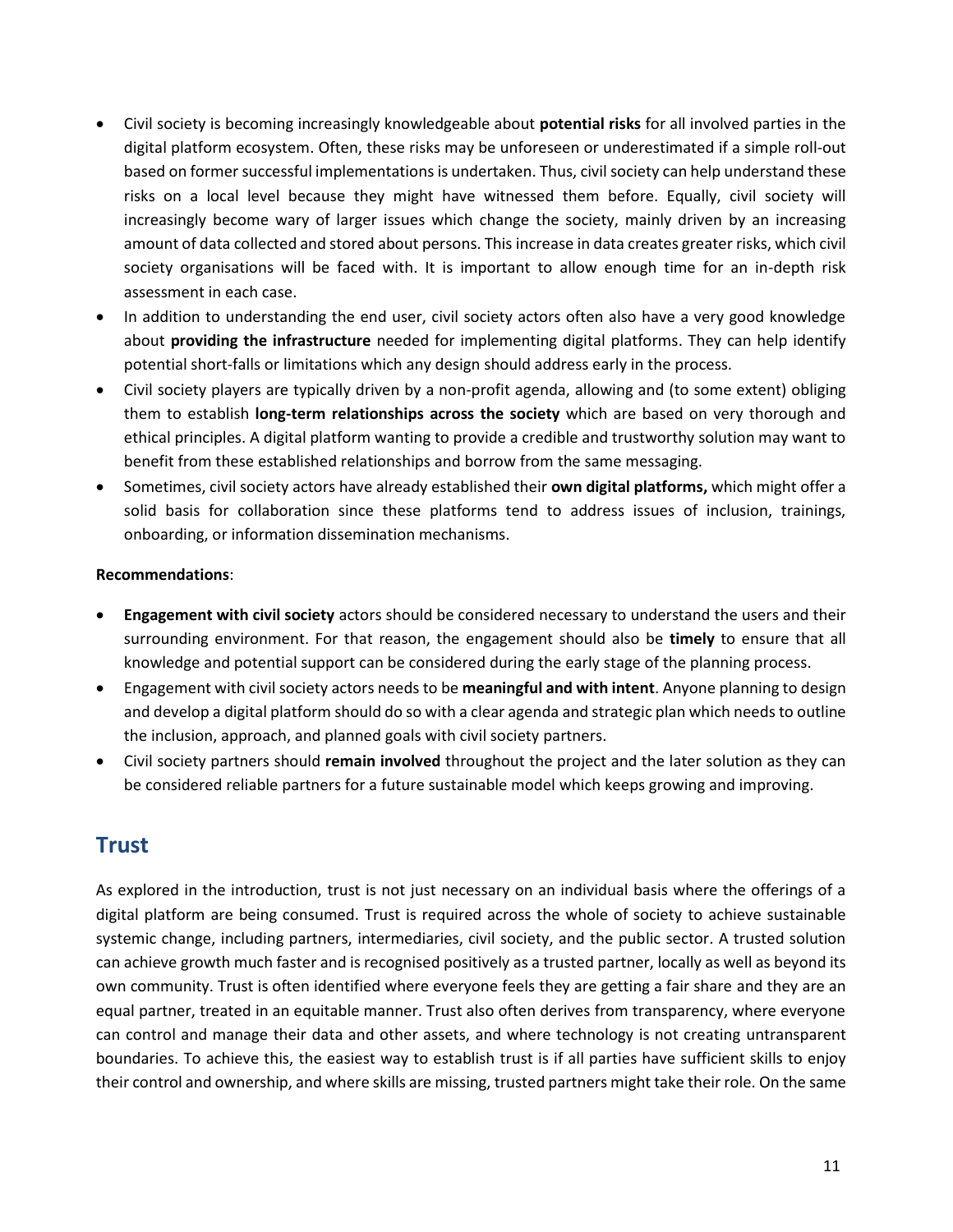- Civil society is becoming increasingly knowledgeable about **potential risks** for all involved parties in the digital platform ecosystem. Often, these risks may be unforeseen or underestimated if a simple roll-out based on former successful implementations is undertaken. Thus, civil society can help understand these risks on a local level because they might have witnessed them before. Equally, civil society will increasingly become wary of larger issues which change the society, mainly driven by an increasing amount of data collected and stored about persons. This increase in data creates greater risks, which civil society organisations will be faced with. It is important to allow enough time for an in-depth risk assessment in each case.
- In addition to understanding the end user, civil society actors often also have a very good knowledge about **providing the infrastructure** needed for implementing digital platforms. They can help identify potential short-falls or limitations which any design should address early in the process.
- Civil society players are typically driven by a non-profit agenda, allowing and (to some extent) obliging them to establish **long-term relationships across the society** which are based on very thorough and ethical principles. A digital platform wanting to provide a credible and trustworthy solution may want to benefit from these established relationships and borrow from the same messaging.
- Sometimes, civil society actors have already established their **own digital platforms,** which might offer a solid basis for collaboration since these platforms tend to address issues of inclusion, trainings, onboarding, or information dissemination mechanisms.

**Recommendations**:

- **Engagement with civil society** actors should be considered necessary to understand the users and their surrounding environment. For that reason, the engagement should also be **timely** to ensure that all knowledge and potential support can be considered during the early stage of the planning process.
- Engagement with civil society actors needs to be **meaningful and with intent**. Anyone planning to design and develop a digital platform should do so with a clear agenda and strategic plan which needs to outline the inclusion, approach, and planned goals with civil society partners.
- Civil society partners should **remain involved** throughout the project and the later solution as they can be considered reliable partners for a future sustainable model which keeps growing and improving.

## Trust

As explored in the introduction, trust is not just necessary on an individual basis where the offerings of a digital platform are being consumed. Trust is required across the whole of society to achieve sustainable systemic change, including partners, intermediaries, civil society, and the public sector. A trusted solution can achieve growth much faster and is recognised positively as a trusted partner, locally as well as beyond its own community. Trust is often identified where everyone feels they are getting a fair share and they are an equal partner, treated in an equitable manner. Trust also often derives from transparency, where everyone can control and manage their data and other assets, and where technology is not creating untransparent boundaries. To achieve this, the easiest way to establish trust is if all parties have sufficient skills to enjoy their control and ownership, and where skills are missing, trusted partners might take their role. On the same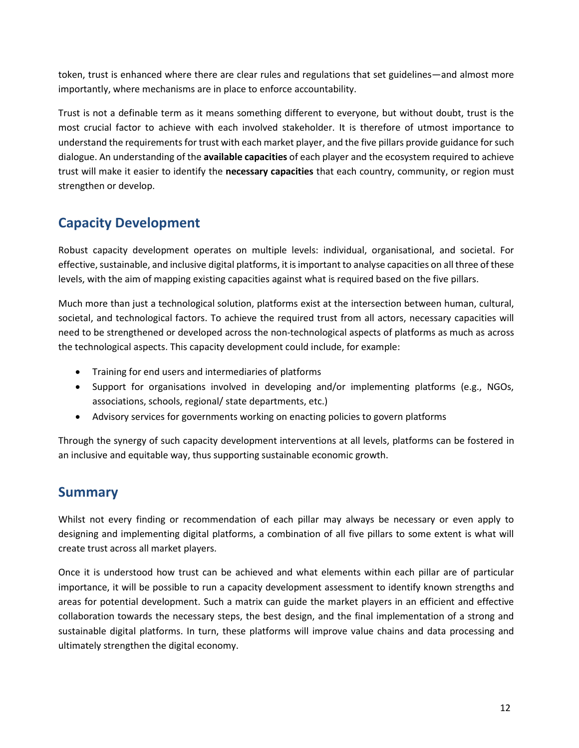token, trust is enhanced where there are clear rules and regulations that set guidelines—and almost more importantly, where mechanisms are in place to enforce accountability.

Trust is not a definable term as it means something different to everyone, but without doubt, trust is the most crucial factor to achieve with each involved stakeholder. It is therefore of utmost importance to understand the requirements for trust with each market player, and the five pillars provide guidance for such dialogue. An understanding of the **available capacities** of each player and the ecosystem required to achieve trust will make it easier to identify the **necessary capacities** that each country, community, or region must strengthen or develop.

## Capacity Development

Robust capacity development operates on multiple levels: individual, organisational, and societal. For effective, sustainable, and inclusive digital platforms, it is important to analyse capacities on all three of these levels, with the aim of mapping existing capacities against what is required based on the five pillars.

Much more than just a technological solution, platforms exist at the intersection between human, cultural, societal, and technological factors. To achieve the required trust from all actors, necessary capacities will need to be strengthened or developed across the non-technological aspects of platforms as much as across the technological aspects. This capacity development could include, for example:

- Training for end users and intermediaries of platforms
- Support for organisations involved in developing and/or implementing platforms (e.g., NGOs, associations, schools, regional/ state departments, etc.)
- Advisory services for governments working on enacting policies to govern platforms

Through the synergy of such capacity development interventions at all levels, platforms can be fostered in an inclusive and equitable way, thus supporting sustainable economic growth.

## Summary

Whilst not every finding or recommendation of each pillar may always be necessary or even apply to designing and implementing digital platforms, a combination of all five pillars to some extent is what will create trust across all market players.

Once it is understood how trust can be achieved and what elements within each pillar are of particular importance, it will be possible to run a capacity development assessment to identify known strengths and areas for potential development. Such a matrix can guide the market players in an efficient and effective collaboration towards the necessary steps, the best design, and the final implementation of a strong and sustainable digital platforms. In turn, these platforms will improve value chains and data processing and ultimately strengthen the digital economy.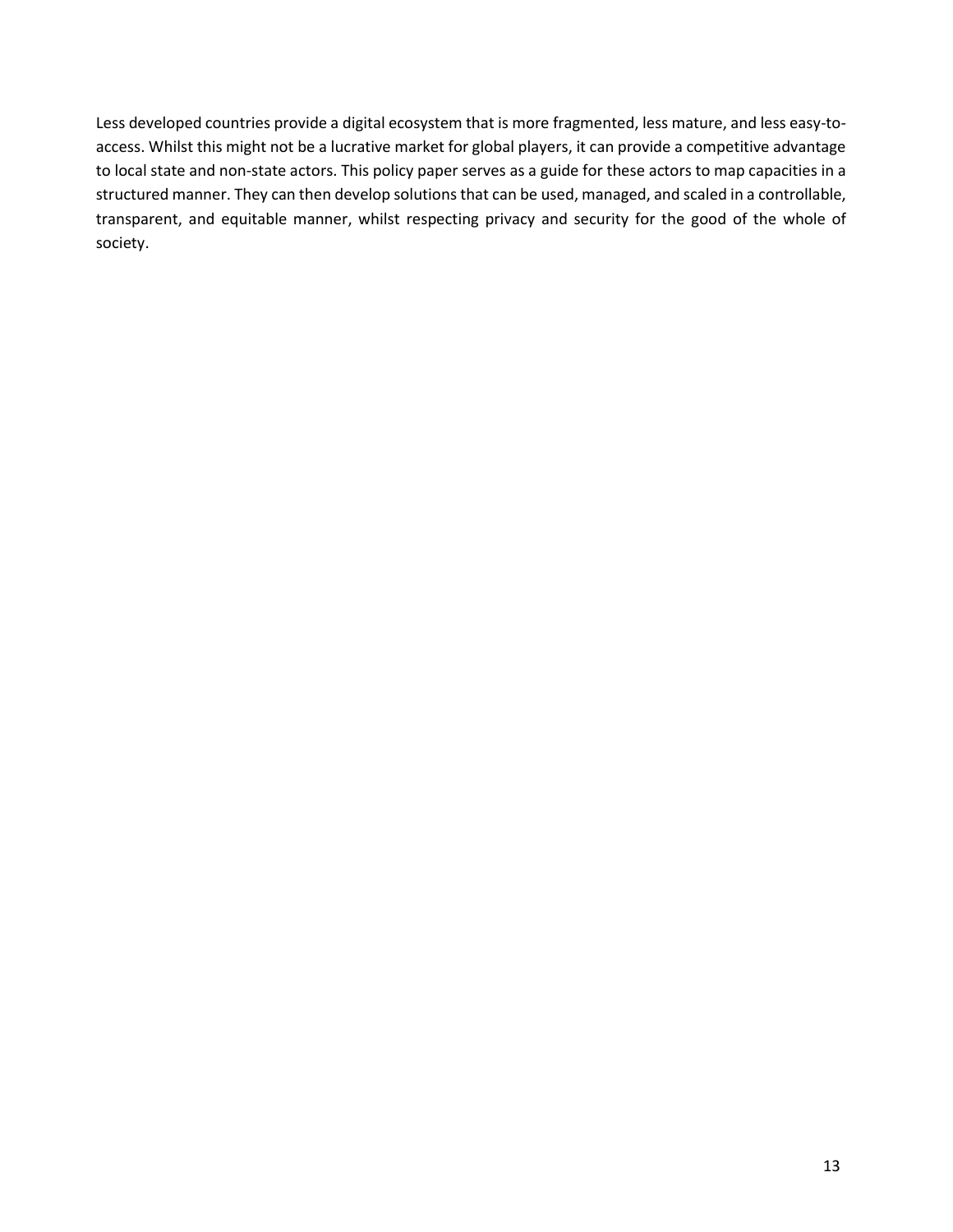Less developed countries provide a digital ecosystem that is more fragmented, less mature, and less easy-to-access. Whilst this might not be a lucrative market for global players, it can provide a competitive advantage to local state and non-state actors. This policy paper serves as a guide for these actors to map capacities in a structured manner. They can then develop solutions that can be used, managed, and scaled in a controllable, transparent, and equitable manner, whilst respecting privacy and security for the good of the whole of society.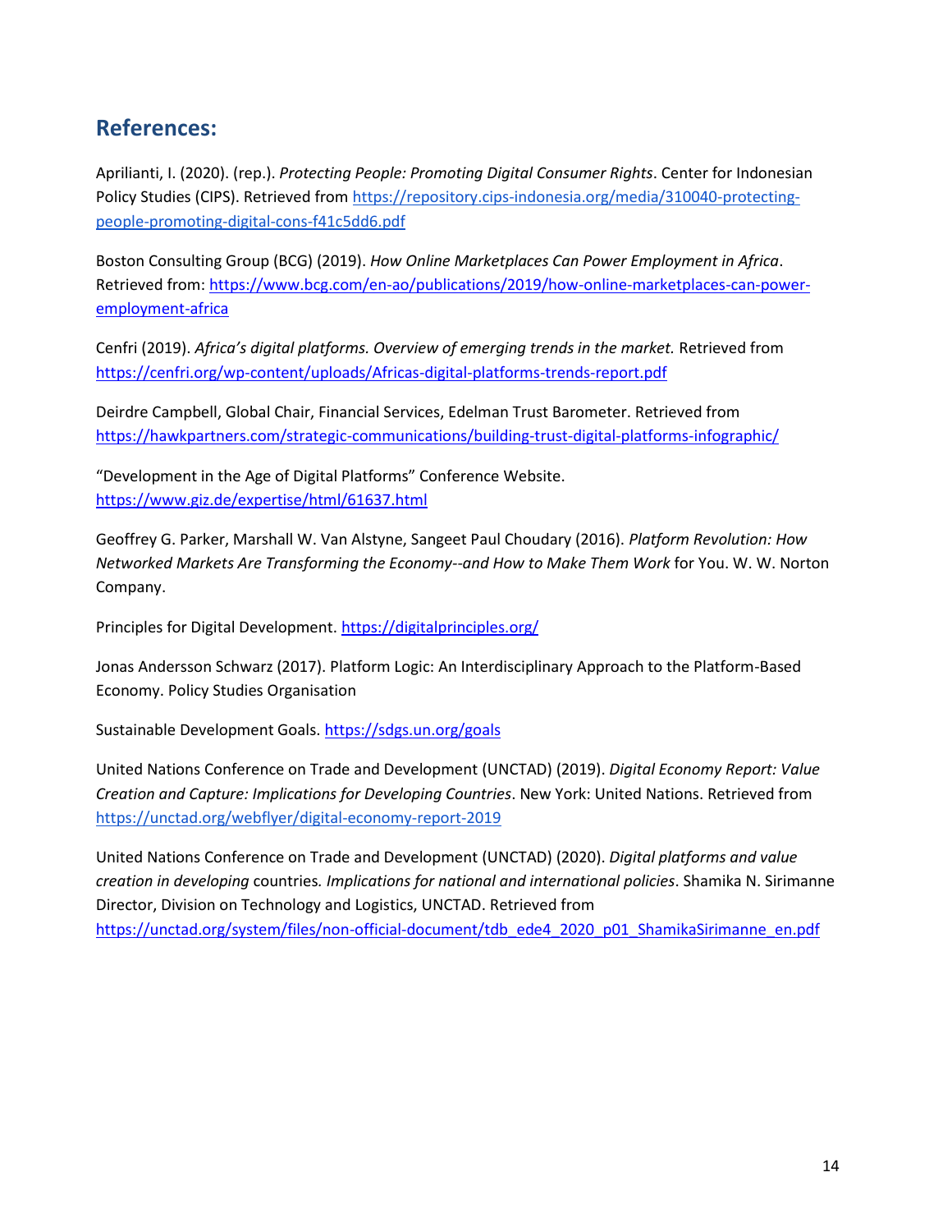## References:

Aprilianti, I. (2020). (rep.). *Protecting People: Promoting Digital Consumer Rights*. Center for Indonesian Policy Studies (CIPS). Retrieved from https://repository.cips-indonesia.org/media/310040-protecting-people-promoting-digital-cons-f41c5dd6.pdf

Boston Consulting Group (BCG) (2019). *How Online Marketplaces Can Power Employment in Africa*. Retrieved from: https://www.bcg.com/en-ao/publications/2019/how-online-marketplaces-can-power-employment-africa

Cenfri (2019). *Africa's digital platforms. Overview of emerging trends in the market.* Retrieved from https://cenfri.org/wp-content/uploads/Africas-digital-platforms-trends-report.pdf

Deirdre Campbell, Global Chair, Financial Services, Edelman Trust Barometer. Retrieved from https://hawkpartners.com/strategic-communications/building-trust-digital-platforms-infographic/

"Development in the Age of Digital Platforms" Conference Website. https://www.giz.de/expertise/html/61637.html

Geoffrey G. Parker, Marshall W. Van Alstyne, Sangeet Paul Choudary (2016). *Platform Revolution: How Networked Markets Are Transforming the Economy--and How to Make Them Work* for You. W. W. Norton Company.

Principles for Digital Development. https://digitalprinciples.org/

Jonas Andersson Schwarz (2017). Platform Logic: An Interdisciplinary Approach to the Platform-Based Economy. Policy Studies Organisation

Sustainable Development Goals. https://sdgs.un.org/goals

United Nations Conference on Trade and Development (UNCTAD) (2019). *Digital Economy Report: Value Creation and Capture: Implications for Developing Countries*. New York: United Nations. Retrieved from https://unctad.org/webflyer/digital-economy-report-2019

United Nations Conference on Trade and Development (UNCTAD) (2020). *Digital platforms and value creation in developing* countries*. Implications for national and international policies*. Shamika N. Sirimanne Director, Division on Technology and Logistics, UNCTAD. Retrieved from https://unctad.org/system/files/non-official-document/tdb_ede4_2020_p01_ShamikaSirimanne_en.pdf